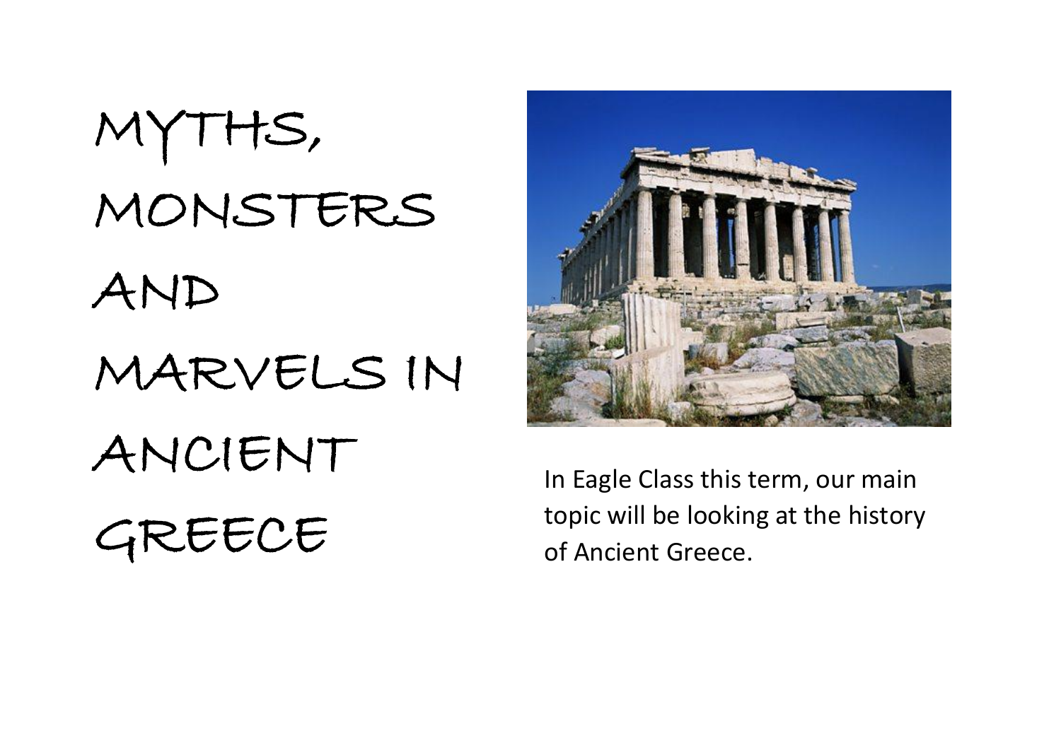# MYTHS, MONSTERS AND MARVELS IN ANCIENT GREECE

In Eagle Class this term, our main topic will be looking at the history of Ancient Greece.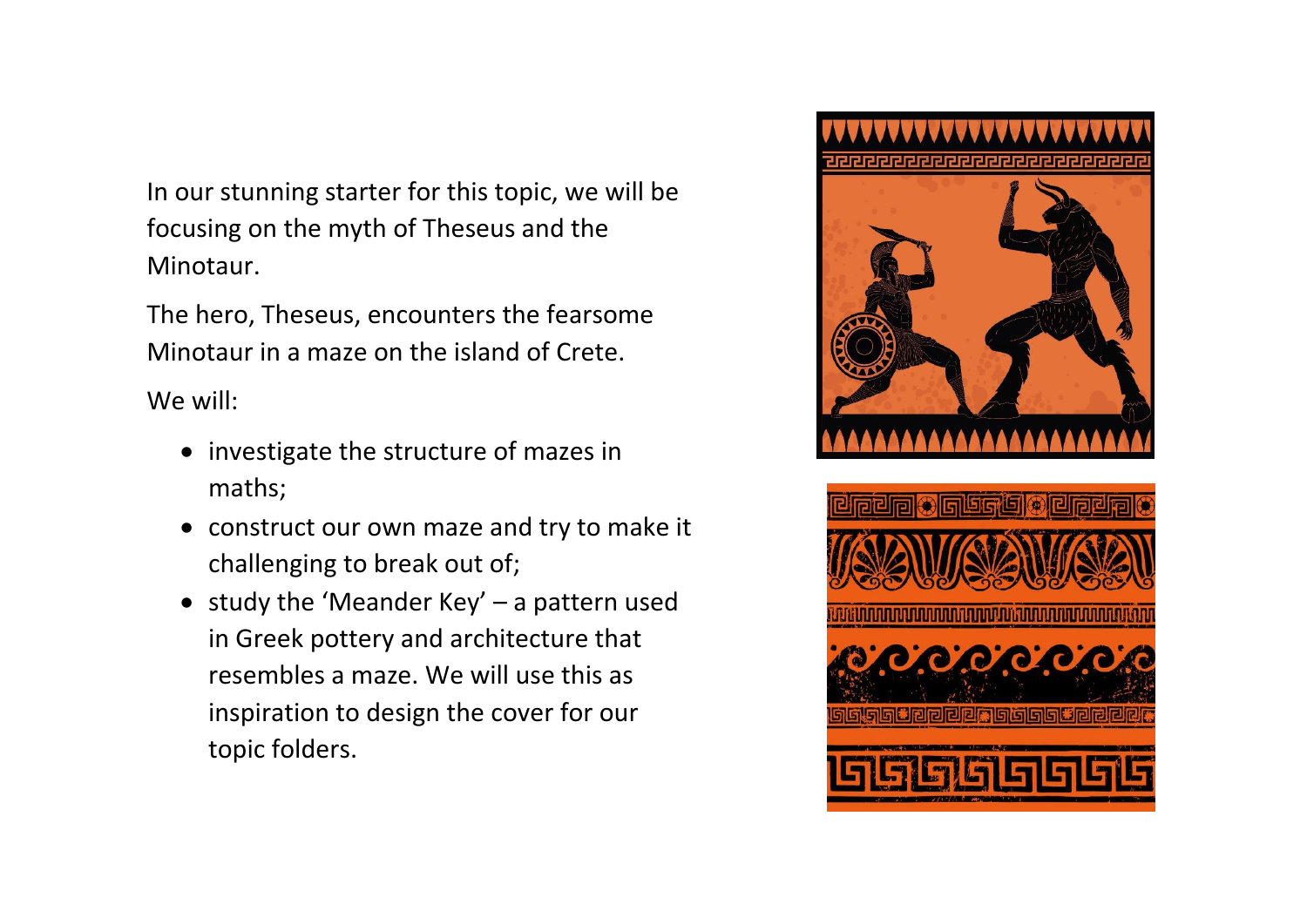In our stunning starter for this topic, we will be focusing on the myth of Theseus and the Minotaur.

The hero, Theseus, encounters the fearsome Minotaur in a maze on the island of Crete.

We will:

- investigate the structure of mazes in maths;
- construct our own maze and try to make it challenging to break out of;
- study the 'Meander Key' – a pattern used in Greek pottery and architecture that resembles a maze. We will use this as inspiration to design the cover for our topic folders.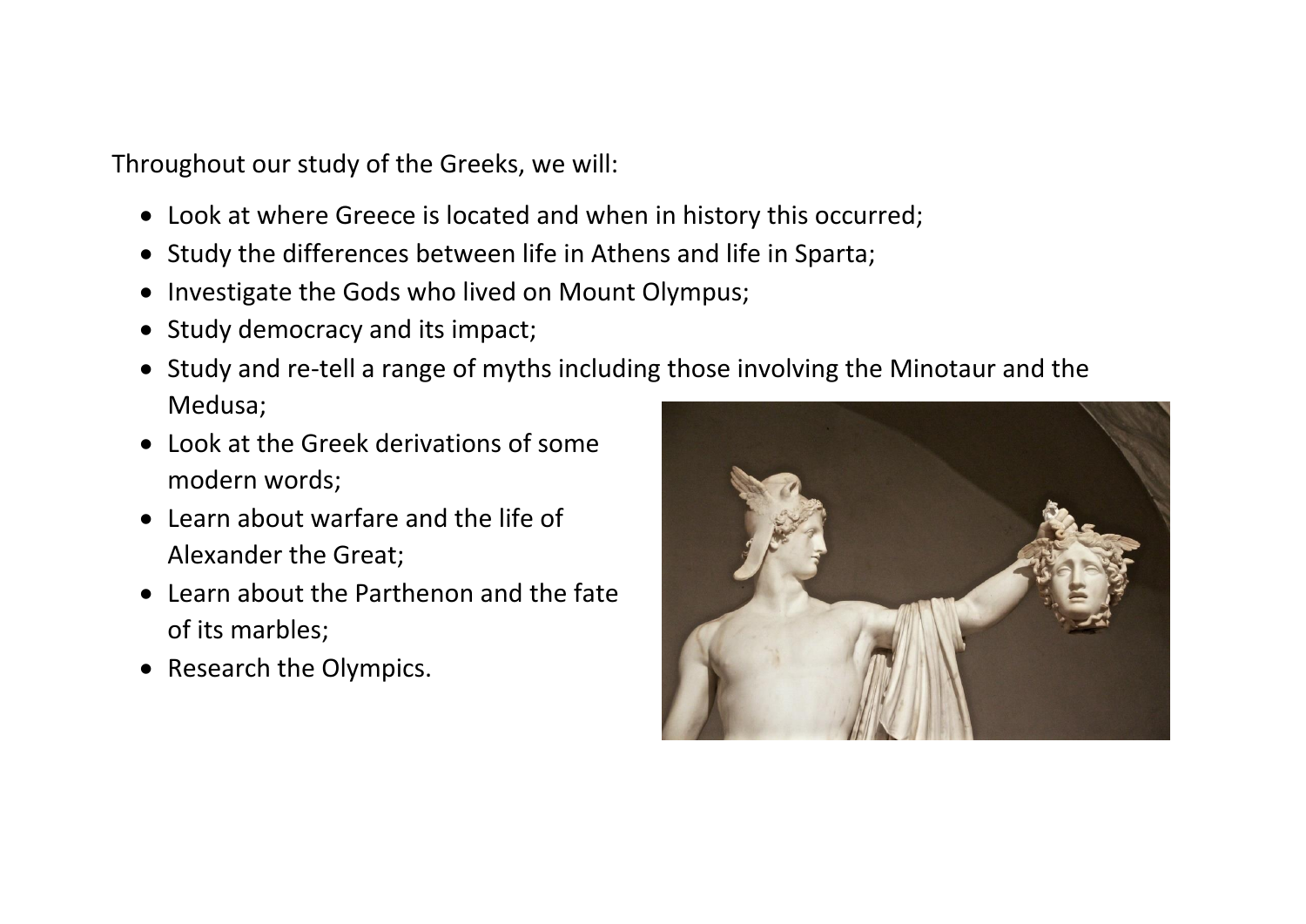Throughout our study of the Greeks, we will:

- Look at where Greece is located and when in history this occurred;
- Study the differences between life in Athens and life in Sparta;
- Investigate the Gods who lived on Mount Olympus;
- Study democracy and its impact;
- Study and re-tell a range of myths including those involving the Minotaur and the Medusa;
- Look at the Greek derivations of some modern words;
- Learn about warfare and the life of Alexander the Great;
- Learn about the Parthenon and the fate of its marbles;
- Research the Olympics.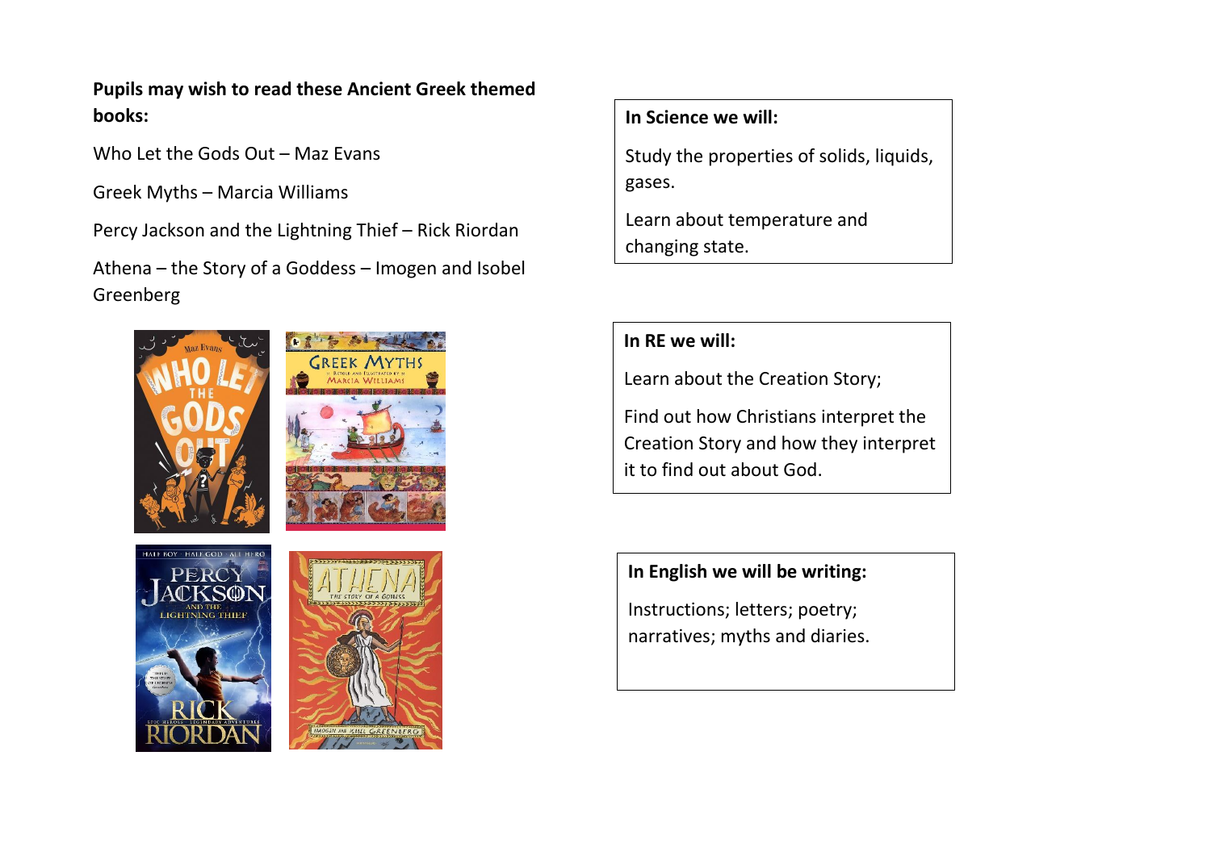**Pupils may wish to read these Ancient Greek themed books:**

Who Let the Gods Out – Maz Evans

Greek Myths – Marcia Williams

Percy Jackson and the Lightning Thief – Rick Riordan

Athena – the Story of a Goddess – Imogen and Isobel Greenberg

**In Science we will:**

Study the properties of solids, liquids, gases.

Learn about temperature and changing state.

**In RE we will:**

Learn about the Creation Story;

Find out how Christians interpret the Creation Story and how they interpret it to find out about God.

**In English we will be writing:**

Instructions; letters; poetry; narratives; myths and diaries.